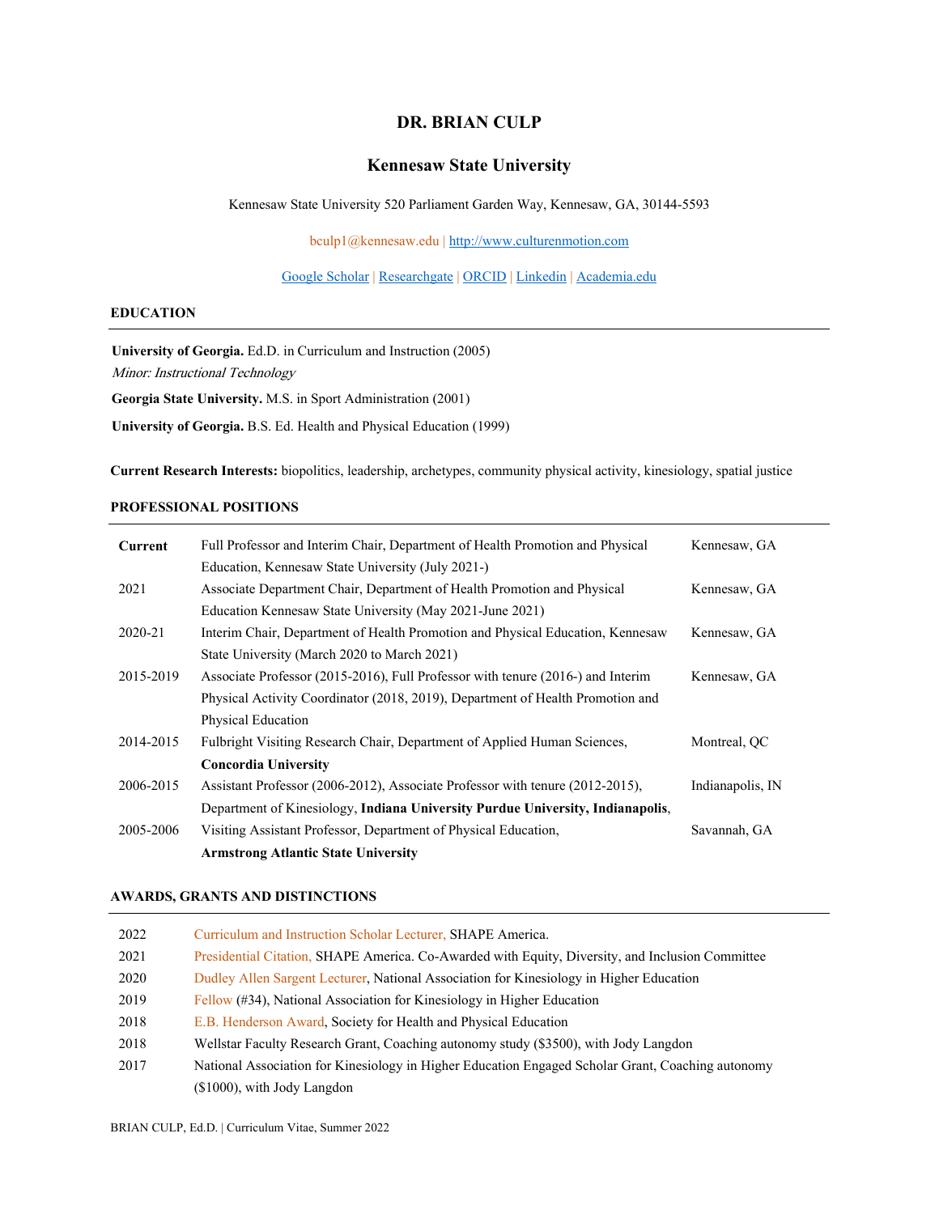# DR. BRIAN CULP

## Kennesaw State University

Kennesaw State University 520 Parliament Garden Way, Kennesaw, GA, 30144-5593

bculp1@kennesaw.edu | http://www.culturenmotion.com

Google Scholar | Researchgate | ORCID | Linkedin | Academia.edu

### EDUCATION

**University of Georgia.** Ed.D. in Curriculum and Instruction (2005)
*Minor: Instructional Technology*

**Georgia State University.** M.S. in Sport Administration (2001)

**University of Georgia.** B.S. Ed. Health and Physical Education (1999)

**Current Research Interests:** biopolitics, leadership, archetypes, community physical activity, kinesiology, spatial justice

### PROFESSIONAL POSITIONS

| | | |
|---|---|---|
| **Current** | Full Professor and Interim Chair, Department of Health Promotion and Physical Education, Kennesaw State University (July 2021-) | Kennesaw, GA |
| 2021 | Associate Department Chair, Department of Health Promotion and Physical Education Kennesaw State University (May 2021-June 2021) | Kennesaw, GA |
| 2020-21 | Interim Chair, Department of Health Promotion and Physical Education, Kennesaw State University (March 2020 to March 2021) | Kennesaw, GA |
| 2015-2019 | Associate Professor (2015-2016), Full Professor with tenure (2016-) and Interim Physical Activity Coordinator (2018, 2019), Department of Health Promotion and Physical Education | Kennesaw, GA |
| 2014-2015 | Fulbright Visiting Research Chair, Department of Applied Human Sciences, **Concordia University** | Montreal, QC |
| 2006-2015 | Assistant Professor (2006-2012), Associate Professor with tenure (2012-2015), Department of Kinesiology, **Indiana University Purdue University, Indianapolis**, | Indianapolis, IN |
| 2005-2006 | Visiting Assistant Professor, Department of Physical Education, **Armstrong Atlantic State University** | Savannah, GA |

### AWARDS, GRANTS AND DISTINCTIONS

| | |
|---|---|
| 2022 | Curriculum and Instruction Scholar Lecturer, SHAPE America. |
| 2021 | Presidential Citation, SHAPE America. Co-Awarded with Equity, Diversity, and Inclusion Committee |
| 2020 | Dudley Allen Sargent Lecturer, National Association for Kinesiology in Higher Education |
| 2019 | Fellow (#34), National Association for Kinesiology in Higher Education |
| 2018 | E.B. Henderson Award, Society for Health and Physical Education |
| 2018 | Wellstar Faculty Research Grant, Coaching autonomy study ($3500), with Jody Langdon |
| 2017 | National Association for Kinesiology in Higher Education Engaged Scholar Grant, Coaching autonomy ($1000), with Jody Langdon |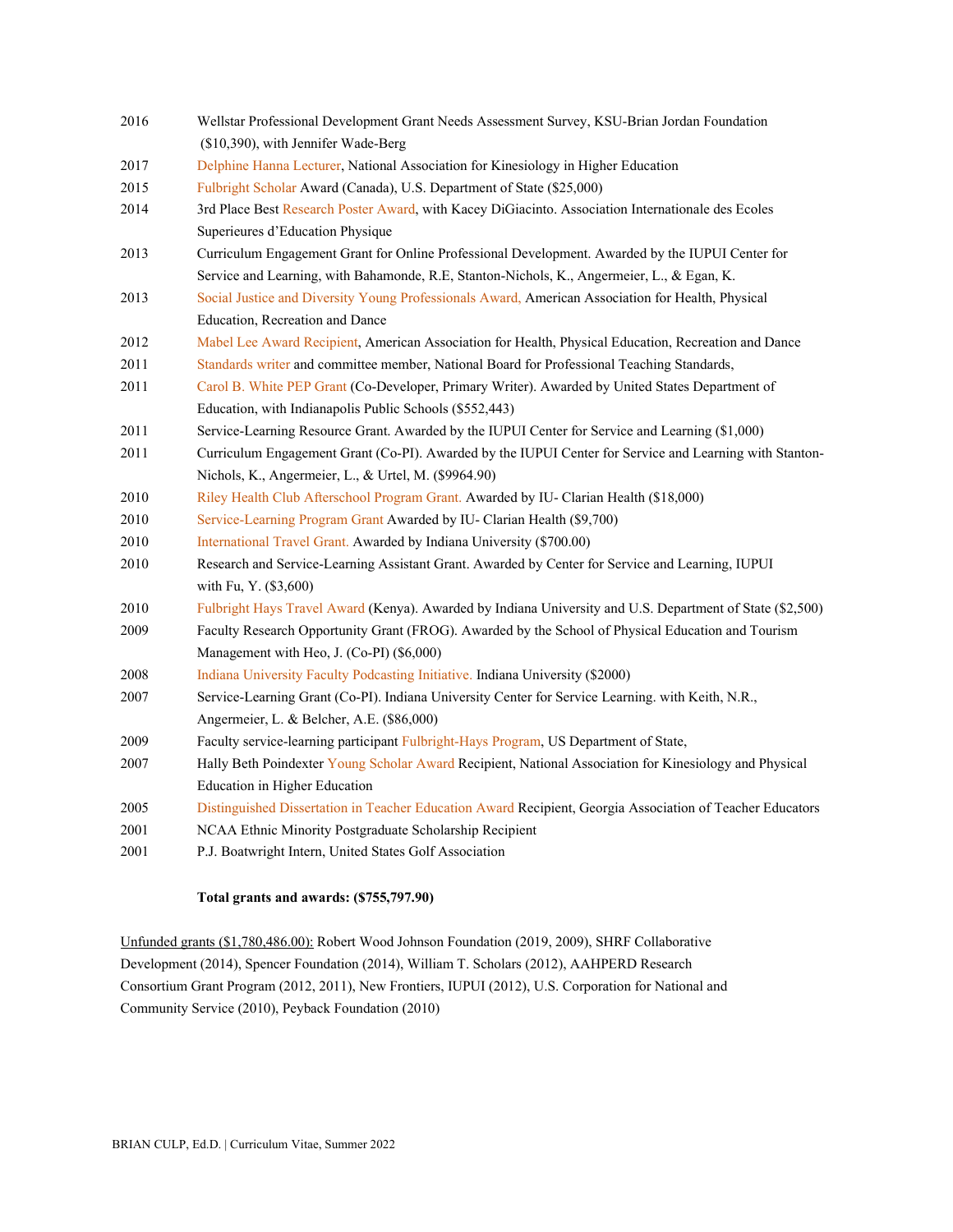2016 Wellstar Professional Development Grant Needs Assessment Survey, KSU-Brian Jordan Foundation ($10,390), with Jennifer Wade-Berg

2017 Delphine Hanna Lecturer, National Association for Kinesiology in Higher Education

2015 Fulbright Scholar Award (Canada), U.S. Department of State ($25,000)

2014 3rd Place Best Research Poster Award, with Kacey DiGiacinto. Association Internationale des Ecoles Superieures d'Education Physique

2013 Curriculum Engagement Grant for Online Professional Development. Awarded by the IUPUI Center for Service and Learning, with Bahamonde, R.E, Stanton-Nichols, K., Angermeier, L., & Egan, K.

2013 Social Justice and Diversity Young Professionals Award, American Association for Health, Physical Education, Recreation and Dance

2012 Mabel Lee Award Recipient, American Association for Health, Physical Education, Recreation and Dance

2011 Standards writer and committee member, National Board for Professional Teaching Standards,

2011 Carol B. White PEP Grant (Co-Developer, Primary Writer). Awarded by United States Department of Education, with Indianapolis Public Schools ($552,443)

2011 Service-Learning Resource Grant. Awarded by the IUPUI Center for Service and Learning ($1,000)

2011 Curriculum Engagement Grant (Co-PI). Awarded by the IUPUI Center for Service and Learning with Stanton-Nichols, K., Angermeier, L., & Urtel, M. ($9964.90)

2010 Riley Health Club Afterschool Program Grant. Awarded by IU- Clarian Health ($18,000)

2010 Service-Learning Program Grant Awarded by IU- Clarian Health ($9,700)

2010 International Travel Grant. Awarded by Indiana University ($700.00)

2010 Research and Service-Learning Assistant Grant. Awarded by Center for Service and Learning, IUPUI with Fu, Y. ($3,600)

2010 Fulbright Hays Travel Award (Kenya). Awarded by Indiana University and U.S. Department of State ($2,500)

2009 Faculty Research Opportunity Grant (FROG). Awarded by the School of Physical Education and Tourism Management with Heo, J. (Co-PI) ($6,000)

2008 Indiana University Faculty Podcasting Initiative. Indiana University ($2000)

2007 Service-Learning Grant (Co-PI). Indiana University Center for Service Learning. with Keith, N.R., Angermeier, L. & Belcher, A.E. ($86,000)

2009 Faculty service-learning participant Fulbright-Hays Program, US Department of State,

2007 Hally Beth Poindexter Young Scholar Award Recipient, National Association for Kinesiology and Physical Education in Higher Education

2005 Distinguished Dissertation in Teacher Education Award Recipient, Georgia Association of Teacher Educators

2001 NCAA Ethnic Minority Postgraduate Scholarship Recipient

2001 P.J. Boatwright Intern, United States Golf Association

**Total grants and awards: ($755,797.90)**

Unfunded grants ($1,780,486.00): Robert Wood Johnson Foundation (2019, 2009), SHRF Collaborative Development (2014), Spencer Foundation (2014), William T. Scholars (2012), AAHPERD Research Consortium Grant Program (2012, 2011), New Frontiers, IUPUI (2012), U.S. Corporation for National and Community Service (2010), Peyback Foundation (2010)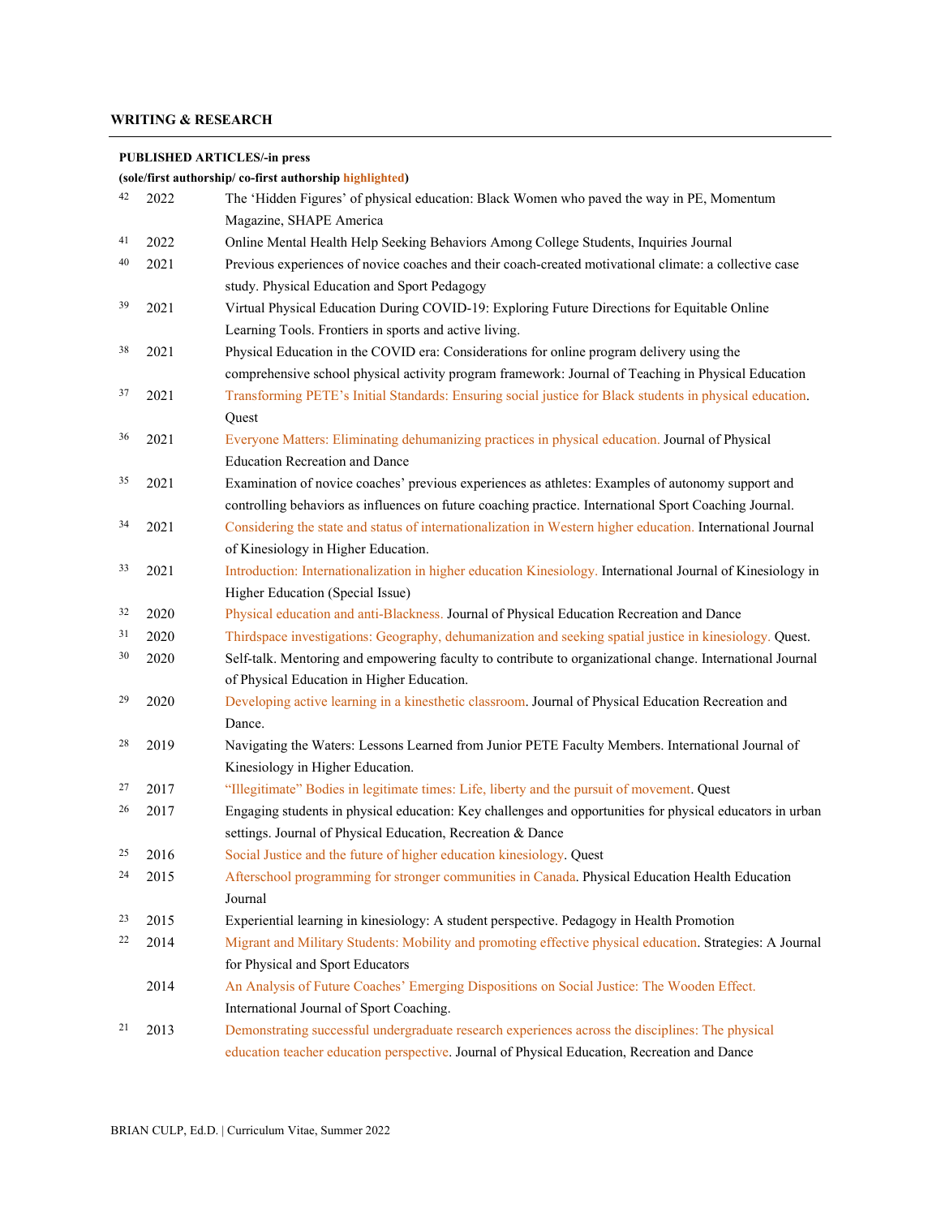## WRITING & RESEARCH

**PUBLISHED ARTICLES/-in press**

**(sole/first authorship/ co-first authorship highlighted)**

| # | Year | Article |
|---|---|---|
| 42 | 2022 | The 'Hidden Figures' of physical education: Black Women who paved the way in PE, Momentum Magazine, SHAPE America |
| 41 | 2022 | Online Mental Health Help Seeking Behaviors Among College Students, Inquiries Journal |
| 40 | 2021 | Previous experiences of novice coaches and their coach-created motivational climate: a collective case study. Physical Education and Sport Pedagogy |
| 39 | 2021 | Virtual Physical Education During COVID-19: Exploring Future Directions for Equitable Online Learning Tools. Frontiers in sports and active living. |
| 38 | 2021 | Physical Education in the COVID era: Considerations for online program delivery using the comprehensive school physical activity program framework: Journal of Teaching in Physical Education |
| 37 | 2021 | Transforming PETE's Initial Standards: Ensuring social justice for Black students in physical education. Quest |
| 36 | 2021 | Everyone Matters: Eliminating dehumanizing practices in physical education. Journal of Physical Education Recreation and Dance |
| 35 | 2021 | Examination of novice coaches' previous experiences as athletes: Examples of autonomy support and controlling behaviors as influences on future coaching practice. International Sport Coaching Journal. |
| 34 | 2021 | Considering the state and status of internationalization in Western higher education. International Journal of Kinesiology in Higher Education. |
| 33 | 2021 | Introduction: Internationalization in higher education Kinesiology. International Journal of Kinesiology in Higher Education (Special Issue) |
| 32 | 2020 | Physical education and anti-Blackness. Journal of Physical Education Recreation and Dance |
| 31 | 2020 | Thirdspace investigations: Geography, dehumanization and seeking spatial justice in kinesiology. Quest. |
| 30 | 2020 | Self-talk. Mentoring and empowering faculty to contribute to organizational change. International Journal of Physical Education in Higher Education. |
| 29 | 2020 | Developing active learning in a kinesthetic classroom. Journal of Physical Education Recreation and Dance. |
| 28 | 2019 | Navigating the Waters: Lessons Learned from Junior PETE Faculty Members. International Journal of Kinesiology in Higher Education. |
| 27 | 2017 | "Illegitimate" Bodies in legitimate times: Life, liberty and the pursuit of movement. Quest |
| 26 | 2017 | Engaging students in physical education: Key challenges and opportunities for physical educators in urban settings. Journal of Physical Education, Recreation & Dance |
| 25 | 2016 | Social Justice and the future of higher education kinesiology. Quest |
| 24 | 2015 | Afterschool programming for stronger communities in Canada. Physical Education Health Education Journal |
| 23 | 2015 | Experiential learning in kinesiology: A student perspective. Pedagogy in Health Promotion |
| 22 | 2014 | Migrant and Military Students: Mobility and promoting effective physical education. Strategies: A Journal for Physical and Sport Educators |
| | 2014 | An Analysis of Future Coaches' Emerging Dispositions on Social Justice: The Wooden Effect. International Journal of Sport Coaching. |
| 21 | 2013 | Demonstrating successful undergraduate research experiences across the disciplines: The physical education teacher education perspective. Journal of Physical Education, Recreation and Dance |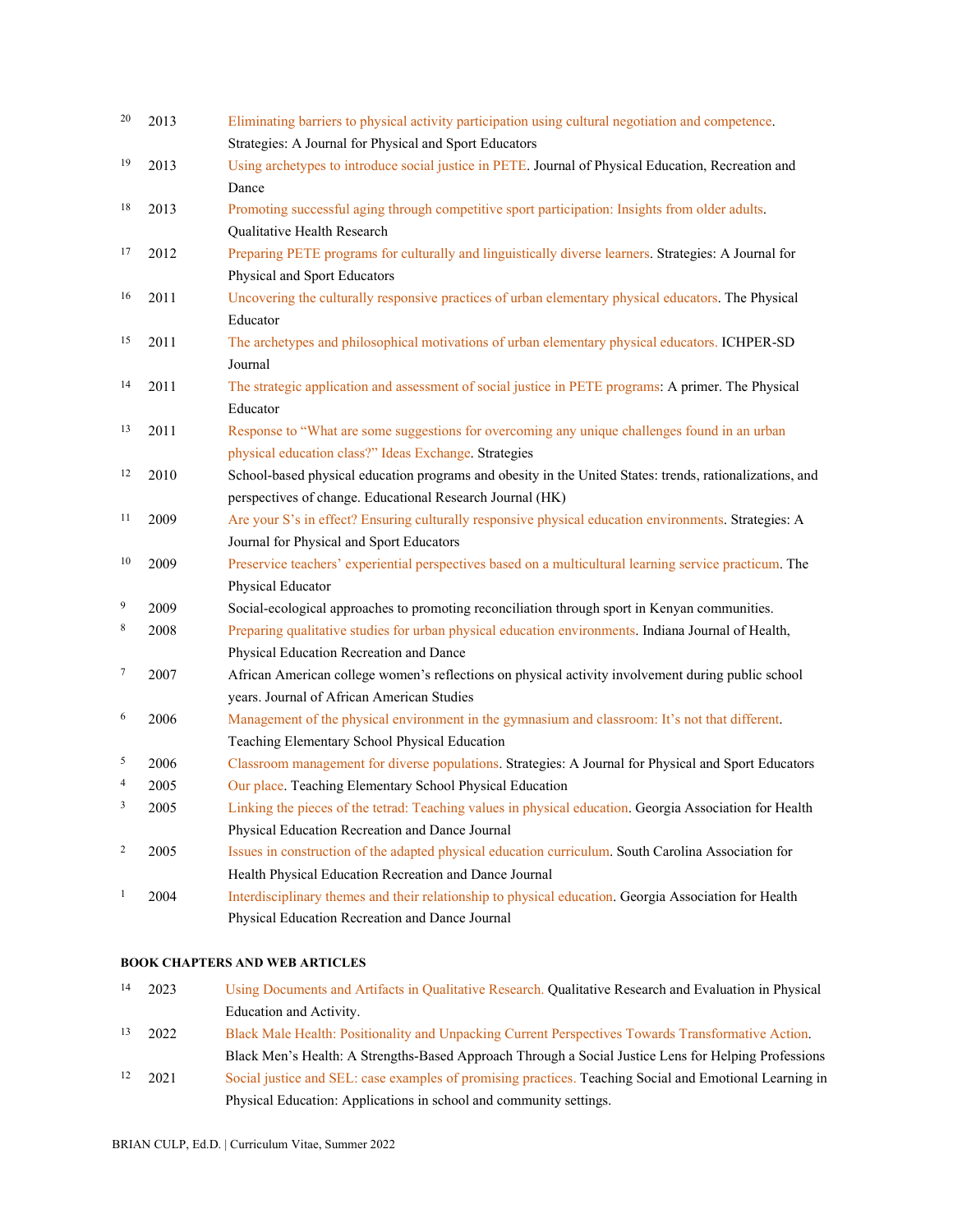[20] 2013 Eliminating barriers to physical activity participation using cultural negotiation and competence. Strategies: A Journal for Physical and Sport Educators

[19] 2013 Using archetypes to introduce social justice in PETE. Journal of Physical Education, Recreation and Dance

[18] 2013 Promoting successful aging through competitive sport participation: Insights from older adults. Qualitative Health Research

[17] 2012 Preparing PETE programs for culturally and linguistically diverse learners. Strategies: A Journal for Physical and Sport Educators

[16] 2011 Uncovering the culturally responsive practices of urban elementary physical educators. The Physical Educator

[15] 2011 The archetypes and philosophical motivations of urban elementary physical educators. ICHPER-SD Journal

[14] 2011 The strategic application and assessment of social justice in PETE programs: A primer. The Physical Educator

[13] 2011 Response to "What are some suggestions for overcoming any unique challenges found in an urban physical education class?" Ideas Exchange. Strategies

[12] 2010 School-based physical education programs and obesity in the United States: trends, rationalizations, and perspectives of change. Educational Research Journal (HK)

[11] 2009 Are your S's in effect? Ensuring culturally responsive physical education environments. Strategies: A Journal for Physical and Sport Educators

[10] 2009 Preservice teachers' experiential perspectives based on a multicultural learning service practicum. The Physical Educator

[9] 2009 Social-ecological approaches to promoting reconciliation through sport in Kenyan communities.

[8] 2008 Preparing qualitative studies for urban physical education environments. Indiana Journal of Health, Physical Education Recreation and Dance

[7] 2007 African American college women's reflections on physical activity involvement during public school years. Journal of African American Studies

[6] 2006 Management of the physical environment in the gymnasium and classroom: It's not that different. Teaching Elementary School Physical Education

[5] 2006 Classroom management for diverse populations. Strategies: A Journal for Physical and Sport Educators

[4] 2005 Our place. Teaching Elementary School Physical Education

[3] 2005 Linking the pieces of the tetrad: Teaching values in physical education. Georgia Association for Health Physical Education Recreation and Dance Journal

[2] 2005 Issues in construction of the adapted physical education curriculum. South Carolina Association for Health Physical Education Recreation and Dance Journal

[1] 2004 Interdisciplinary themes and their relationship to physical education. Georgia Association for Health Physical Education Recreation and Dance Journal

**BOOK CHAPTERS AND WEB ARTICLES**

[14] 2023 Using Documents and Artifacts in Qualitative Research. Qualitative Research and Evaluation in Physical Education and Activity.

[13] 2022 Black Male Health: Positionality and Unpacking Current Perspectives Towards Transformative Action. Black Men's Health: A Strengths-Based Approach Through a Social Justice Lens for Helping Professions

[12] 2021 Social justice and SEL: case examples of promising practices. Teaching Social and Emotional Learning in Physical Education: Applications in school and community settings.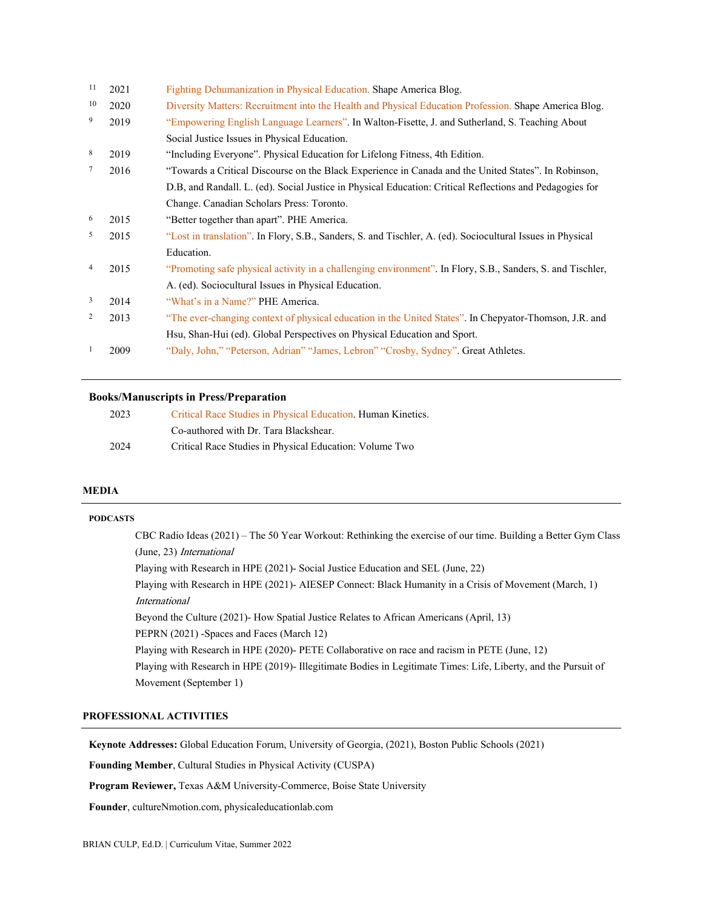| | | |
|---|---|---|
| 11 | 2021 | Fighting Dehumanization in Physical Education. Shape America Blog. |
| 10 | 2020 | Diversity Matters: Recruitment into the Health and Physical Education Profession. Shape America Blog. |
| 9 | 2019 | "Empowering English Language Learners". In Walton-Fisette, J. and Sutherland, S. Teaching About Social Justice Issues in Physical Education. |
| 8 | 2019 | "Including Everyone". Physical Education for Lifelong Fitness, 4th Edition. |
| 7 | 2016 | "Towards a Critical Discourse on the Black Experience in Canada and the United States". In Robinson, D.B, and Randall. L. (ed). Social Justice in Physical Education: Critical Reflections and Pedagogies for Change. Canadian Scholars Press: Toronto. |
| 6 | 2015 | "Better together than apart". PHE America. |
| 5 | 2015 | "Lost in translation". In Flory, S.B., Sanders, S. and Tischler, A. (ed). Sociocultural Issues in Physical Education. |
| 4 | 2015 | "Promoting safe physical activity in a challenging environment". In Flory, S.B., Sanders, S. and Tischler, A. (ed). Sociocultural Issues in Physical Education. |
| 3 | 2014 | "What's in a Name?" PHE America. |
| 2 | 2013 | "The ever-changing context of physical education in the United States". In Chepyator-Thomson, J.R. and Hsu, Shan-Hui (ed). Global Perspectives on Physical Education and Sport. |
| 1 | 2009 | "Daly, John," "Peterson, Adrian" "James, Lebron" "Crosby, Sydney". Great Athletes. |

### Books/Manuscripts in Press/Preparation

| | |
|---|---|
| 2023 | Critical Race Studies in Physical Education. Human Kinetics. Co-authored with Dr. Tara Blackshear. |
| 2024 | Critical Race Studies in Physical Education: Volume Two |

## MEDIA

### PODCASTS

CBC Radio Ideas (2021) – The 50 Year Workout: Rethinking the exercise of our time. Building a Better Gym Class (June, 23) *International*

Playing with Research in HPE (2021)- Social Justice Education and SEL (June, 22)

Playing with Research in HPE (2021)- AIESEP Connect: Black Humanity in a Crisis of Movement (March, 1) *International*

Beyond the Culture (2021)- How Spatial Justice Relates to African Americans (April, 13)

PEPRN (2021) -Spaces and Faces (March 12)

Playing with Research in HPE (2020)- PETE Collaborative on race and racism in PETE (June, 12)

Playing with Research in HPE (2019)- Illegitimate Bodies in Legitimate Times: Life, Liberty, and the Pursuit of Movement (September 1)

## PROFESSIONAL ACTIVITIES

**Keynote Addresses:** Global Education Forum, University of Georgia, (2021), Boston Public Schools (2021)

**Founding Member**, Cultural Studies in Physical Activity (CUSPA)

**Program Reviewer,** Texas A&M University-Commerce, Boise State University

**Founder**, cultureNmotion.com, physicaleducationlab.com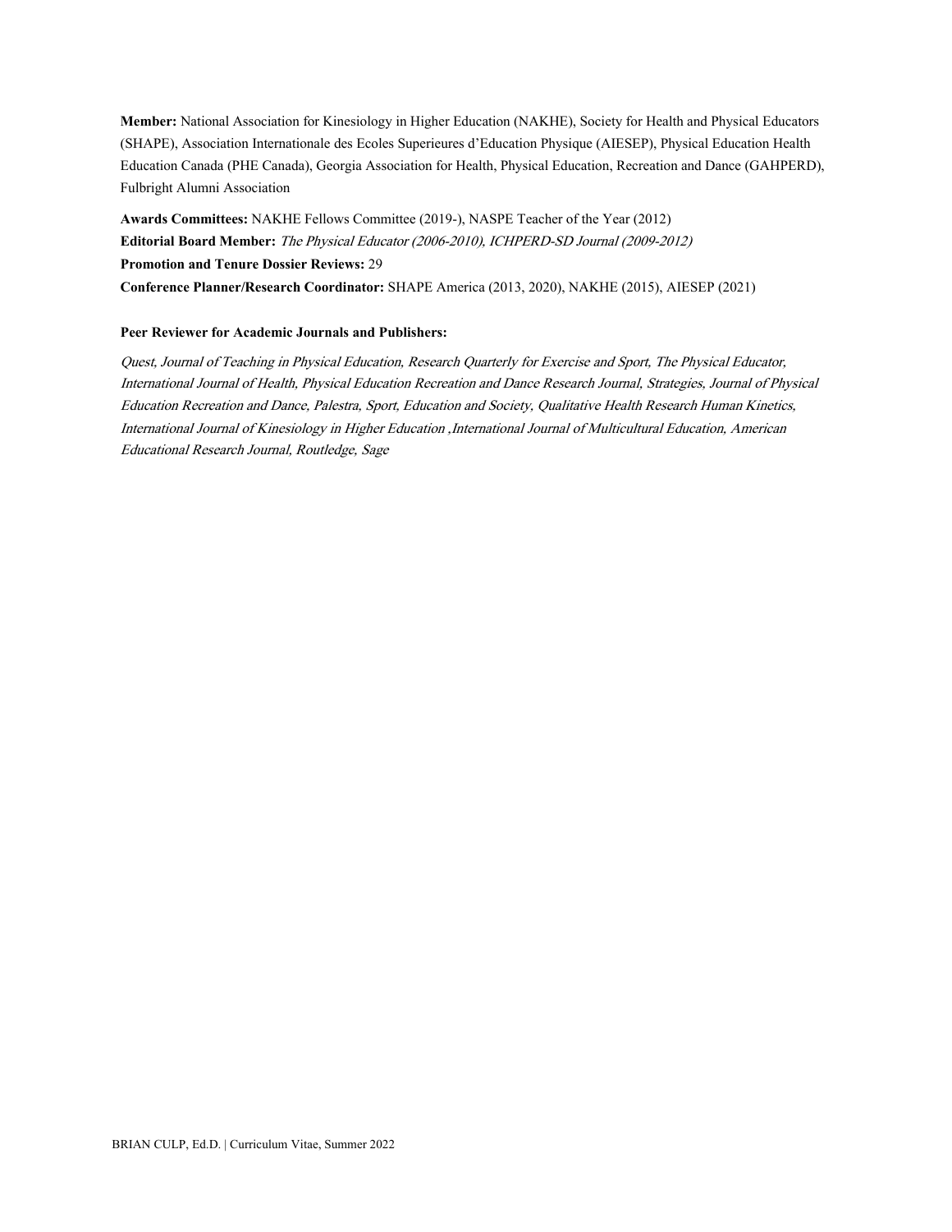**Member:** National Association for Kinesiology in Higher Education (NAKHE), Society for Health and Physical Educators (SHAPE), Association Internationale des Ecoles Superieures d'Education Physique (AIESEP), Physical Education Health Education Canada (PHE Canada), Georgia Association for Health, Physical Education, Recreation and Dance (GAHPERD), Fulbright Alumni Association

**Awards Committees:** NAKHE Fellows Committee (2019-), NASPE Teacher of the Year (2012)
**Editorial Board Member:** *The Physical Educator (2006-2010), ICHPERD-SD Journal (2009-2012)*
**Promotion and Tenure Dossier Reviews:** 29
**Conference Planner/Research Coordinator:** SHAPE America (2013, 2020), NAKHE (2015), AIESEP (2021)

**Peer Reviewer for Academic Journals and Publishers:**

*Quest, Journal of Teaching in Physical Education, Research Quarterly for Exercise and Sport, The Physical Educator, International Journal of Health, Physical Education Recreation and Dance Research Journal, Strategies, Journal of Physical Education Recreation and Dance, Palestra, Sport, Education and Society, Qualitative Health Research Human Kinetics, International Journal of Kinesiology in Higher Education ,International Journal of Multicultural Education, American Educational Research Journal, Routledge, Sage*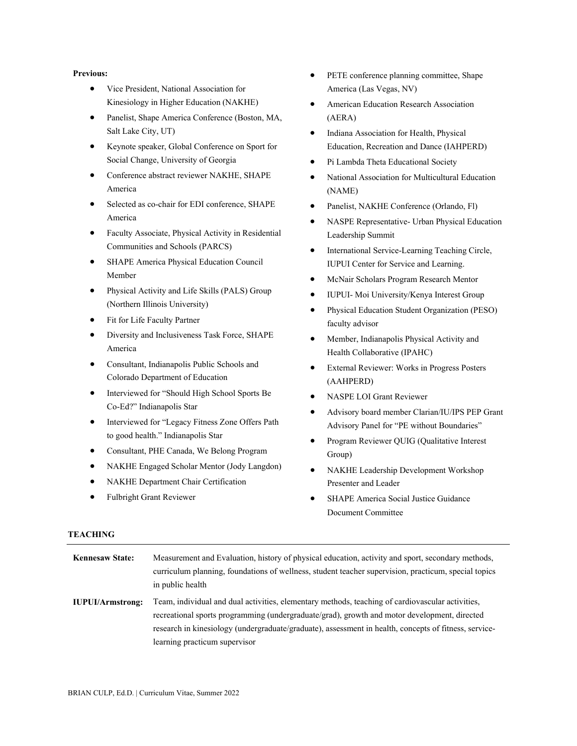**Previous:**

- Vice President, National Association for Kinesiology in Higher Education (NAKHE)
- Panelist, Shape America Conference (Boston, MA, Salt Lake City, UT)
- Keynote speaker, Global Conference on Sport for Social Change, University of Georgia
- Conference abstract reviewer NAKHE, SHAPE America
- Selected as co-chair for EDI conference, SHAPE America
- Faculty Associate, Physical Activity in Residential Communities and Schools (PARCS)
- SHAPE America Physical Education Council Member
- Physical Activity and Life Skills (PALS) Group (Northern Illinois University)
- Fit for Life Faculty Partner
- Diversity and Inclusiveness Task Force, SHAPE America
- Consultant, Indianapolis Public Schools and Colorado Department of Education
- Interviewed for "Should High School Sports Be Co-Ed?" Indianapolis Star
- Interviewed for "Legacy Fitness Zone Offers Path to good health." Indianapolis Star
- Consultant, PHE Canada, We Belong Program
- NAKHE Engaged Scholar Mentor (Jody Langdon)
- NAKHE Department Chair Certification
- Fulbright Grant Reviewer
- PETE conference planning committee, Shape America (Las Vegas, NV)
- American Education Research Association (AERA)
- Indiana Association for Health, Physical Education, Recreation and Dance (IAHPERD)
- Pi Lambda Theta Educational Society
- National Association for Multicultural Education (NAME)
- Panelist, NAKHE Conference (Orlando, Fl)
- NASPE Representative- Urban Physical Education Leadership Summit
- International Service-Learning Teaching Circle, IUPUI Center for Service and Learning.
- McNair Scholars Program Research Mentor
- IUPUI- Moi University/Kenya Interest Group
- Physical Education Student Organization (PESO) faculty advisor
- Member, Indianapolis Physical Activity and Health Collaborative (IPAHC)
- External Reviewer: Works in Progress Posters (AAHPERD)
- NASPE LOI Grant Reviewer
- Advisory board member Clarian/IU/IPS PEP Grant Advisory Panel for "PE without Boundaries"
- Program Reviewer QUIG (Qualitative Interest Group)
- NAKHE Leadership Development Workshop Presenter and Leader
- SHAPE America Social Justice Guidance Document Committee

## TEACHING

**Kennesaw State:** Measurement and Evaluation, history of physical education, activity and sport, secondary methods, curriculum planning, foundations of wellness, student teacher supervision, practicum, special topics in public health

**IUPUI/Armstrong:** Team, individual and dual activities, elementary methods, teaching of cardiovascular activities, recreational sports programming (undergraduate/grad), growth and motor development, directed research in kinesiology (undergraduate/graduate), assessment in health, concepts of fitness, service-learning practicum supervisor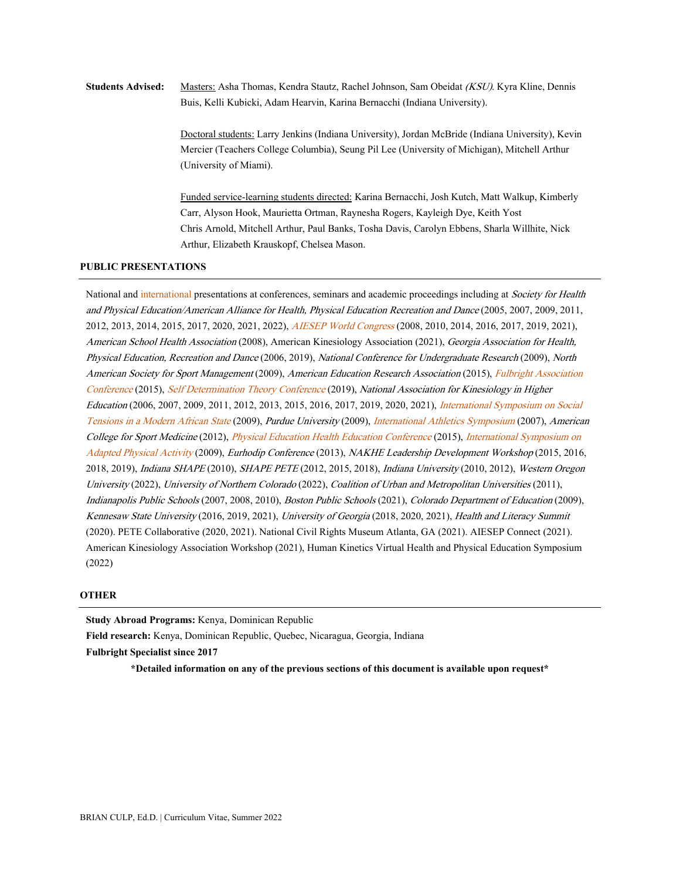**Students Advised:** <u>Masters:</u> Asha Thomas, Kendra Stautz, Rachel Johnson, Sam Obeidat *(KSU)*. Kyra Kline, Dennis Buis, Kelli Kubicki, Adam Hearvin, Karina Bernacchi (Indiana University).

<u>Doctoral students:</u> Larry Jenkins (Indiana University), Jordan McBride (Indiana University), Kevin Mercier (Teachers College Columbia), Seung Pil Lee (University of Michigan), Mitchell Arthur (University of Miami).

<u>Funded service-learning students directed:</u> Karina Bernacchi, Josh Kutch, Matt Walkup, Kimberly Carr, Alyson Hook, Maurietta Ortman, Raynesha Rogers, Kayleigh Dye, Keith Yost Chris Arnold, Mitchell Arthur, Paul Banks, Tosha Davis, Carolyn Ebbens, Sharla Willhite, Nick Arthur, Elizabeth Krauskopf, Chelsea Mason.

## PUBLIC PRESENTATIONS

National and international presentations at conferences, seminars and academic proceedings including at *Society for Health and Physical Education/American Alliance for Health, Physical Education Recreation and Dance* (2005, 2007, 2009, 2011, 2012, 2013, 2014, 2015, 2017, 2020, 2021, 2022), *AIESEP World Congress* (2008, 2010, 2014, 2016, 2017, 2019, 2021), *American School Health Association* (2008), American Kinesiology Association (2021), *Georgia Association for Health, Physical Education, Recreation and Dance* (2006, 2019), *National Conference for Undergraduate Research* (2009), *North American Society for Sport Management* (2009), *American Education Research Association* (2015), *Fulbright Association Conference* (2015), *Self Determination Theory Conference* (2019), *National Association for Kinesiology in Higher Education* (2006, 2007, 2009, 2011, 2012, 2013, 2015, 2016, 2017, 2019, 2020, 2021), *International Symposium on Social Tensions in a Modern African State* (2009), *Purdue University* (2009), *International Athletics Symposium* (2007), *American College for Sport Medicine* (2012), *Physical Education Health Education Conference* (2015), *International Symposium on Adapted Physical Activity* (2009), *Eurhodip Conference* (2013), *NAKHE Leadership Development Workshop* (2015, 2016, 2018, 2019), *Indiana SHAPE* (2010), *SHAPE PETE* (2012, 2015, 2018), *Indiana University* (2010, 2012), *Western Oregon University* (2022), *University of Northern Colorado* (2022), *Coalition of Urban and Metropolitan Universities* (2011), *Indianapolis Public Schools* (2007, 2008, 2010), *Boston Public Schools* (2021), *Colorado Department of Education* (2009), *Kennesaw State University* (2016, 2019, 2021), *University of Georgia* (2018, 2020, 2021), *Health and Literacy Summit* (2020). PETE Collaborative (2020, 2021). National Civil Rights Museum Atlanta, GA (2021). AIESEP Connect (2021). American Kinesiology Association Workshop (2021), Human Kinetics Virtual Health and Physical Education Symposium (2022)

## OTHER

**Study Abroad Programs:** Kenya, Dominican Republic

**Field research:** Kenya, Dominican Republic, Quebec, Nicaragua, Georgia, Indiana

**Fulbright Specialist since 2017**

**\*Detailed information on any of the previous sections of this document is available upon request\***